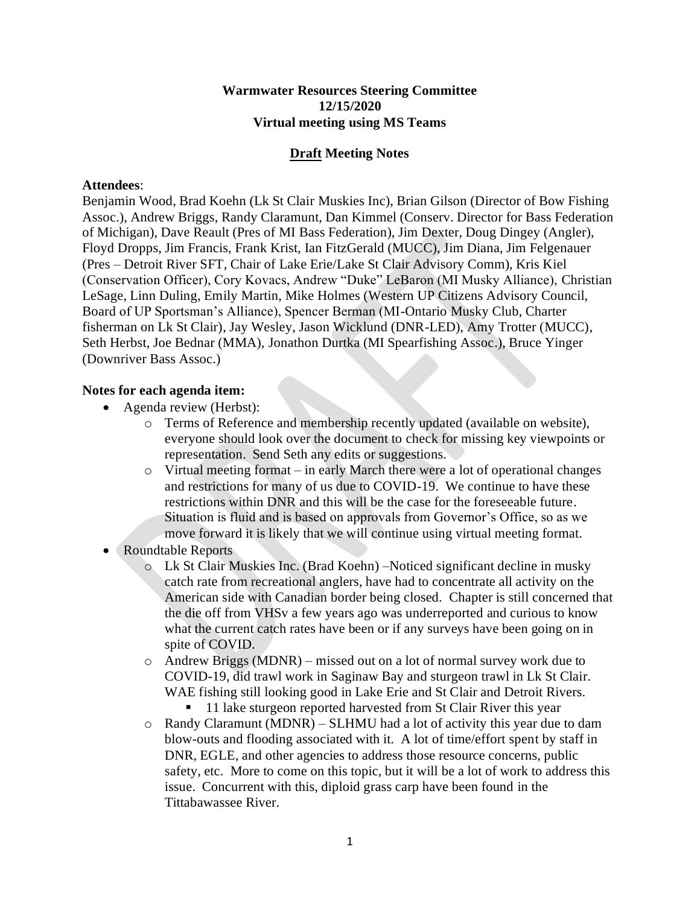**Warmwater Resources Steering Committee**
**12/15/2020**
**Virtual meeting using MS Teams**

**Draft Meeting Notes**

**Attendees**:
Benjamin Wood, Brad Koehn (Lk St Clair Muskies Inc), Brian Gilson (Director of Bow Fishing Assoc.), Andrew Briggs, Randy Claramunt, Dan Kimmel (Conserv. Director for Bass Federation of Michigan), Dave Reault (Pres of MI Bass Federation), Jim Dexter, Doug Dingey (Angler), Floyd Dropps, Jim Francis, Frank Krist, Ian FitzGerald (MUCC), Jim Diana, Jim Felgenauer (Pres – Detroit River SFT, Chair of Lake Erie/Lake St Clair Advisory Comm), Kris Kiel (Conservation Officer), Cory Kovacs, Andrew "Duke" LeBaron (MI Musky Alliance), Christian LeSage, Linn Duling, Emily Martin, Mike Holmes (Western UP Citizens Advisory Council, Board of UP Sportsman's Alliance), Spencer Berman (MI-Ontario Musky Club, Charter fisherman on Lk St Clair), Jay Wesley, Jason Wicklund (DNR-LED), Amy Trotter (MUCC), Seth Herbst, Joe Bednar (MMA), Jonathon Durtka (MI Spearfishing Assoc.), Bruce Yinger (Downriver Bass Assoc.)

**Notes for each agenda item:**

- Agenda review (Herbst):
  - Terms of Reference and membership recently updated (available on website), everyone should look over the document to check for missing key viewpoints or representation. Send Seth any edits or suggestions.
  - Virtual meeting format – in early March there were a lot of operational changes and restrictions for many of us due to COVID-19. We continue to have these restrictions within DNR and this will be the case for the foreseeable future. Situation is fluid and is based on approvals from Governor's Office, so as we move forward it is likely that we will continue using virtual meeting format.
- Roundtable Reports
  - Lk St Clair Muskies Inc. (Brad Koehn) –Noticed significant decline in musky catch rate from recreational anglers, have had to concentrate all activity on the American side with Canadian border being closed. Chapter is still concerned that the die off from VHSv a few years ago was underreported and curious to know what the current catch rates have been or if any surveys have been going on in spite of COVID.
  - Andrew Briggs (MDNR) – missed out on a lot of normal survey work due to COVID-19, did trawl work in Saginaw Bay and sturgeon trawl in Lk St Clair. WAE fishing still looking good in Lake Erie and St Clair and Detroit Rivers.
    - 11 lake sturgeon reported harvested from St Clair River this year
  - Randy Claramunt (MDNR) – SLHMU had a lot of activity this year due to dam blow-outs and flooding associated with it. A lot of time/effort spent by staff in DNR, EGLE, and other agencies to address those resource concerns, public safety, etc. More to come on this topic, but it will be a lot of work to address this issue. Concurrent with this, diploid grass carp have been found in the Tittabawassee River.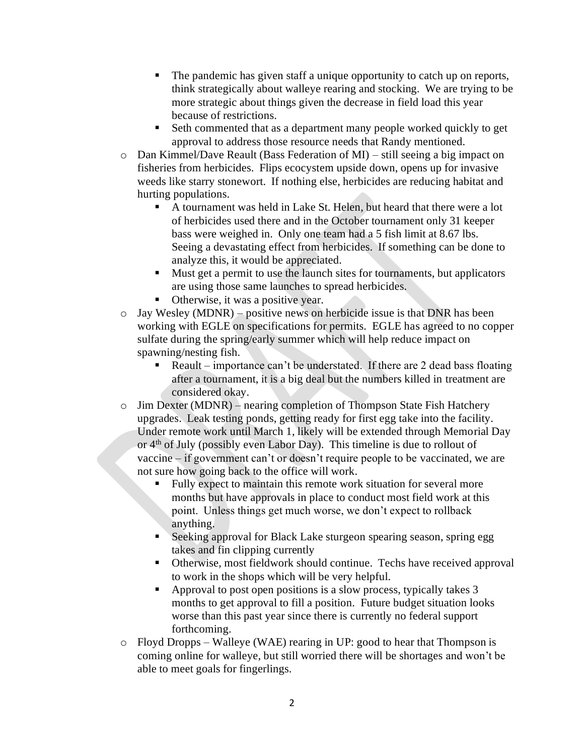- The pandemic has given staff a unique opportunity to catch up on reports, think strategically about walleye rearing and stocking. We are trying to be more strategic about things given the decrease in field load this year because of restrictions.
        - Seth commented that as a department many people worked quickly to get approval to address those resource needs that Randy mentioned.
    - Dan Kimmel/Dave Reault (Bass Federation of MI) – still seeing a big impact on fisheries from herbicides. Flips ecosystem upside down, opens up for invasive weeds like starry stonewort. If nothing else, herbicides are reducing habitat and hurting populations.
        - A tournament was held in Lake St. Helen, but heard that there were a lot of herbicides used there and in the October tournament only 31 keeper bass were weighed in. Only one team had a 5 fish limit at 8.67 lbs. Seeing a devastating effect from herbicides. If something can be done to analyze this, it would be appreciated.
        - Must get a permit to use the launch sites for tournaments, but applicators are using those same launches to spread herbicides.
        - Otherwise, it was a positive year.
    - Jay Wesley (MDNR) – positive news on herbicide issue is that DNR has been working with EGLE on specifications for permits. EGLE has agreed to no copper sulfate during the spring/early summer which will help reduce impact on spawning/nesting fish.
        - Reault – importance can't be understated. If there are 2 dead bass floating after a tournament, it is a big deal but the numbers killed in treatment are considered okay.
    - Jim Dexter (MDNR) – nearing completion of Thompson State Fish Hatchery upgrades. Leak testing ponds, getting ready for first egg take into the facility. Under remote work until March 1, likely will be extended through Memorial Day or 4th of July (possibly even Labor Day). This timeline is due to rollout of vaccine – if government can't or doesn't require people to be vaccinated, we are not sure how going back to the office will work.
        - Fully expect to maintain this remote work situation for several more months but have approvals in place to conduct most field work at this point. Unless things get much worse, we don't expect to rollback anything.
        - Seeking approval for Black Lake sturgeon spearing season, spring egg takes and fin clipping currently
        - Otherwise, most fieldwork should continue. Techs have received approval to work in the shops which will be very helpful.
        - Approval to post open positions is a slow process, typically takes 3 months to get approval to fill a position. Future budget situation looks worse than this past year since there is currently no federal support forthcoming.
    - Floyd Dropps – Walleye (WAE) rearing in UP: good to hear that Thompson is coming online for walleye, but still worried there will be shortages and won't be able to meet goals for fingerlings.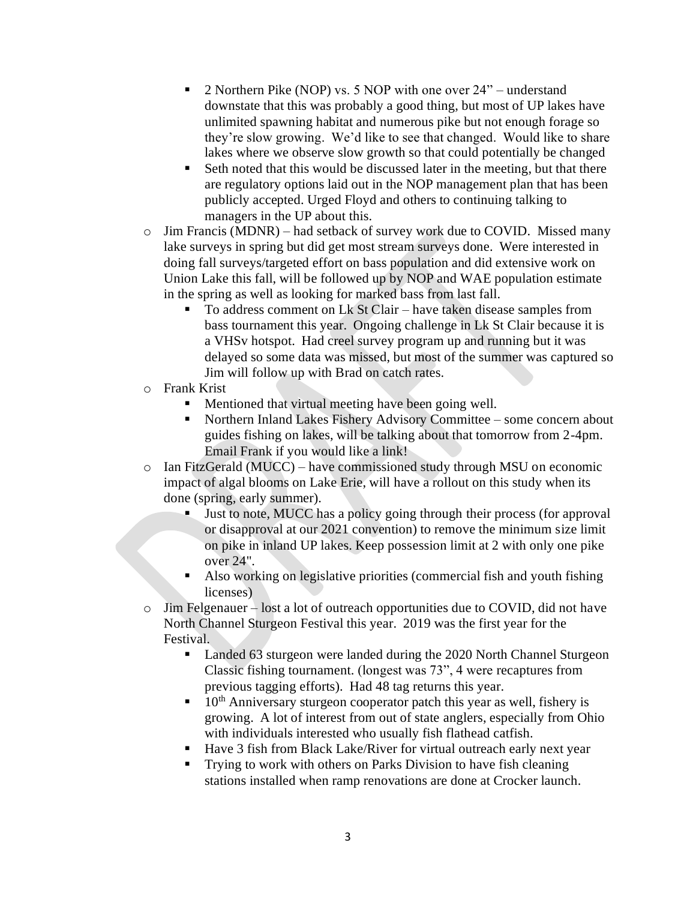- 2 Northern Pike (NOP) vs. 5 NOP with one over 24" – understand downstate that this was probably a good thing, but most of UP lakes have unlimited spawning habitat and numerous pike but not enough forage so they're slow growing. We'd like to see that changed. Would like to share lakes where we observe slow growth so that could potentially be changed
        - Seth noted that this would be discussed later in the meeting, but that there are regulatory options laid out in the NOP management plan that has been publicly accepted. Urged Floyd and others to continuing talking to managers in the UP about this.
    - Jim Francis (MDNR) – had setback of survey work due to COVID. Missed many lake surveys in spring but did get most stream surveys done. Were interested in doing fall surveys/targeted effort on bass population and did extensive work on Union Lake this fall, will be followed up by NOP and WAE population estimate in the spring as well as looking for marked bass from last fall.
        - To address comment on Lk St Clair – have taken disease samples from bass tournament this year. Ongoing challenge in Lk St Clair because it is a VHSv hotspot. Had creel survey program up and running but it was delayed so some data was missed, but most of the summer was captured so Jim will follow up with Brad on catch rates.
    - Frank Krist
        - Mentioned that virtual meeting have been going well.
        - Northern Inland Lakes Fishery Advisory Committee – some concern about guides fishing on lakes, will be talking about that tomorrow from 2-4pm. Email Frank if you would like a link!
    - Ian FitzGerald (MUCC) – have commissioned study through MSU on economic impact of algal blooms on Lake Erie, will have a rollout on this study when its done (spring, early summer).
        - Just to note, MUCC has a policy going through their process (for approval or disapproval at our 2021 convention) to remove the minimum size limit on pike in inland UP lakes. Keep possession limit at 2 with only one pike over 24".
        - Also working on legislative priorities (commercial fish and youth fishing licenses)
    - Jim Felgenauer – lost a lot of outreach opportunities due to COVID, did not have North Channel Sturgeon Festival this year. 2019 was the first year for the Festival.
        - Landed 63 sturgeon were landed during the 2020 North Channel Sturgeon Classic fishing tournament. (longest was 73", 4 were recaptures from previous tagging efforts). Had 48 tag returns this year.
        - 10th Anniversary sturgeon cooperator patch this year as well, fishery is growing. A lot of interest from out of state anglers, especially from Ohio with individuals interested who usually fish flathead catfish.
        - Have 3 fish from Black Lake/River for virtual outreach early next year
        - Trying to work with others on Parks Division to have fish cleaning stations installed when ramp renovations are done at Crocker launch.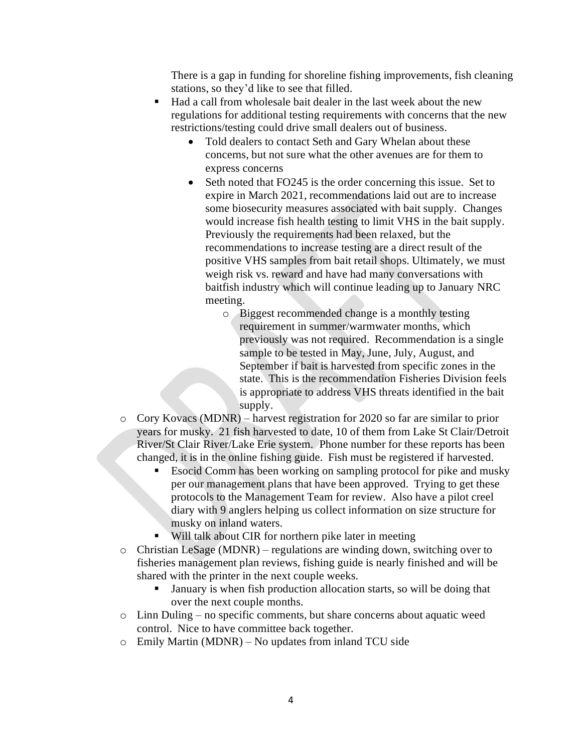There is a gap in funding for shoreline fishing improvements, fish cleaning stations, so they'd like to see that filled.

        - Had a call from wholesale bait dealer in the last week about the new regulations for additional testing requirements with concerns that the new restrictions/testing could drive small dealers out of business.
            - Told dealers to contact Seth and Gary Whelan about these concerns, but not sure what the other avenues are for them to express concerns
            - Seth noted that FO245 is the order concerning this issue. Set to expire in March 2021, recommendations laid out are to increase some biosecurity measures associated with bait supply. Changes would increase fish health testing to limit VHS in the bait supply. Previously the requirements had been relaxed, but the recommendations to increase testing are a direct result of the positive VHS samples from bait retail shops. Ultimately, we must weigh risk vs. reward and have had many conversations with baitfish industry which will continue leading up to January NRC meeting.
                - Biggest recommended change is a monthly testing requirement in summer/warmwater months, which previously was not required. Recommendation is a single sample to be tested in May, June, July, August, and September if bait is harvested from specific zones in the state. This is the recommendation Fisheries Division feels is appropriate to address VHS threats identified in the bait supply.
    - Cory Kovacs (MDNR) – harvest registration for 2020 so far are similar to prior years for musky. 21 fish harvested to date, 10 of them from Lake St Clair/Detroit River/St Clair River/Lake Erie system. Phone number for these reports has been changed, it is in the online fishing guide. Fish must be registered if harvested.
        - Esocid Comm has been working on sampling protocol for pike and musky per our management plans that have been approved. Trying to get these protocols to the Management Team for review. Also have a pilot creel diary with 9 anglers helping us collect information on size structure for musky on inland waters.
        - Will talk about CIR for northern pike later in meeting
    - Christian LeSage (MDNR) – regulations are winding down, switching over to fisheries management plan reviews, fishing guide is nearly finished and will be shared with the printer in the next couple weeks.
        - January is when fish production allocation starts, so will be doing that over the next couple months.
    - Linn Duling – no specific comments, but share concerns about aquatic weed control. Nice to have committee back together.
    - Emily Martin (MDNR) – No updates from inland TCU side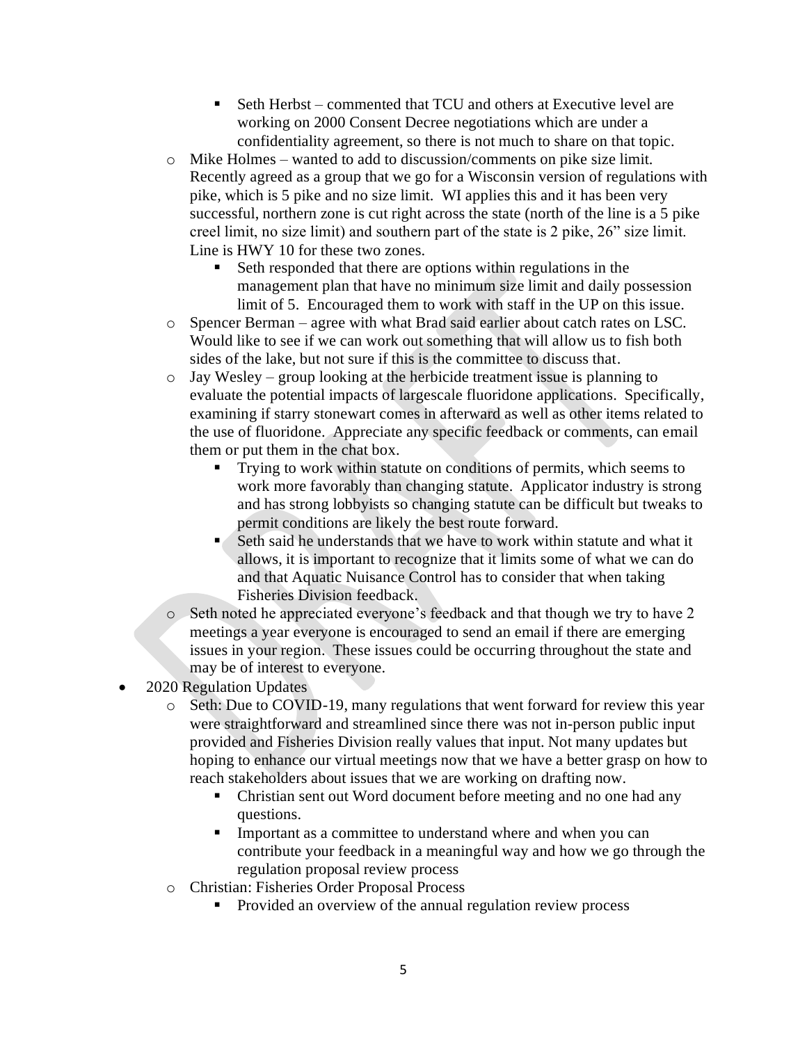- Seth Herbst – commented that TCU and others at Executive level are working on 2000 Consent Decree negotiations which are under a confidentiality agreement, so there is not much to share on that topic.
  - Mike Holmes – wanted to add to discussion/comments on pike size limit. Recently agreed as a group that we go for a Wisconsin version of regulations with pike, which is 5 pike and no size limit. WI applies this and it has been very successful, northern zone is cut right across the state (north of the line is a 5 pike creel limit, no size limit) and southern part of the state is 2 pike, 26" size limit. Line is HWY 10 for these two zones.
    - Seth responded that there are options within regulations in the management plan that have no minimum size limit and daily possession limit of 5. Encouraged them to work with staff in the UP on this issue.
  - Spencer Berman – agree with what Brad said earlier about catch rates on LSC. Would like to see if we can work out something that will allow us to fish both sides of the lake, but not sure if this is the committee to discuss that.
  - Jay Wesley – group looking at the herbicide treatment issue is planning to evaluate the potential impacts of largescale fluoridone applications. Specifically, examining if starry stonewart comes in afterward as well as other items related to the use of fluoridone. Appreciate any specific feedback or comments, can email them or put them in the chat box.
    - Trying to work within statute on conditions of permits, which seems to work more favorably than changing statute. Applicator industry is strong and has strong lobbyists so changing statute can be difficult but tweaks to permit conditions are likely the best route forward.
    - Seth said he understands that we have to work within statute and what it allows, it is important to recognize that it limits some of what we can do and that Aquatic Nuisance Control has to consider that when taking Fisheries Division feedback.
  - Seth noted he appreciated everyone's feedback and that though we try to have 2 meetings a year everyone is encouraged to send an email if there are emerging issues in your region. These issues could be occurring throughout the state and may be of interest to everyone.
- 2020 Regulation Updates
  - Seth: Due to COVID-19, many regulations that went forward for review this year were straightforward and streamlined since there was not in-person public input provided and Fisheries Division really values that input. Not many updates but hoping to enhance our virtual meetings now that we have a better grasp on how to reach stakeholders about issues that we are working on drafting now.
    - Christian sent out Word document before meeting and no one had any questions.
    - Important as a committee to understand where and when you can contribute your feedback in a meaningful way and how we go through the regulation proposal review process
  - Christian: Fisheries Order Proposal Process
    - Provided an overview of the annual regulation review process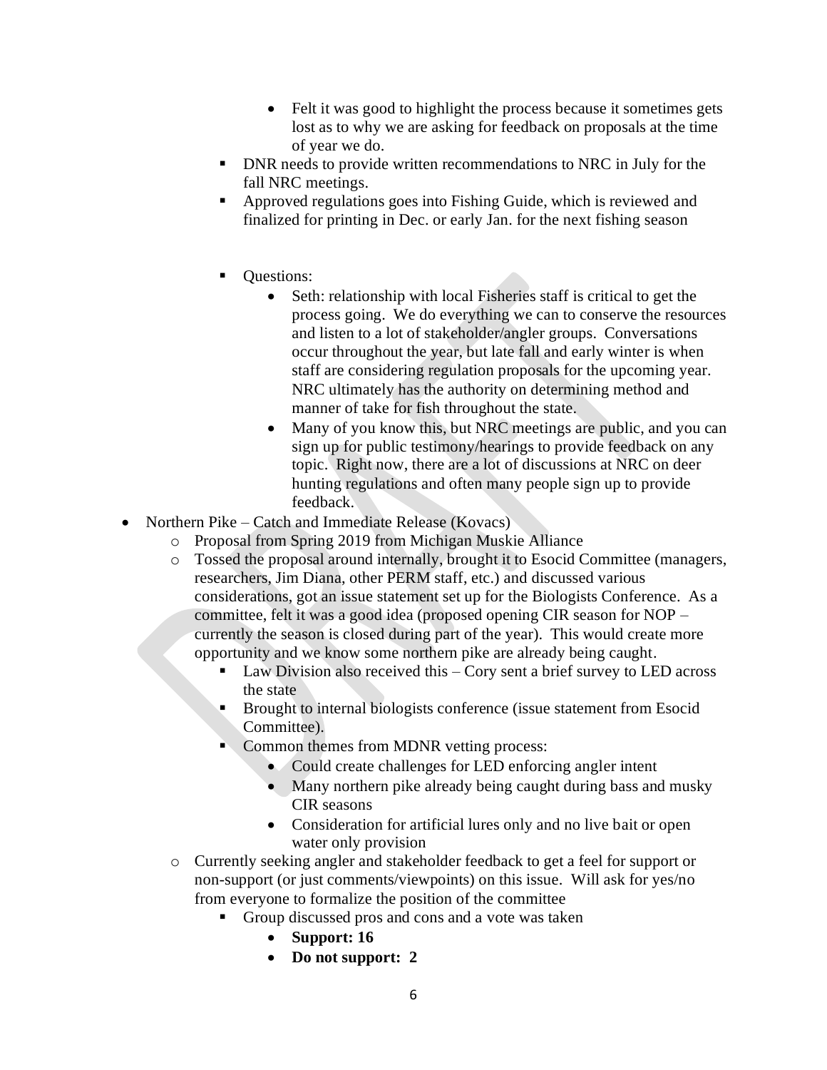- Felt it was good to highlight the process because it sometimes gets lost as to why we are asking for feedback on proposals at the time of year we do.
    - DNR needs to provide written recommendations to NRC in July for the fall NRC meetings.
    - Approved regulations goes into Fishing Guide, which is reviewed and finalized for printing in Dec. or early Jan. for the next fishing season
    - Questions:
        - Seth: relationship with local Fisheries staff is critical to get the process going. We do everything we can to conserve the resources and listen to a lot of stakeholder/angler groups. Conversations occur throughout the year, but late fall and early winter is when staff are considering regulation proposals for the upcoming year. NRC ultimately has the authority on determining method and manner of take for fish throughout the state.
        - Many of you know this, but NRC meetings are public, and you can sign up for public testimony/hearings to provide feedback on any topic. Right now, there are a lot of discussions at NRC on deer hunting regulations and often many people sign up to provide feedback.

- Northern Pike – Catch and Immediate Release (Kovacs)
    - Proposal from Spring 2019 from Michigan Muskie Alliance
    - Tossed the proposal around internally, brought it to Esocid Committee (managers, researchers, Jim Diana, other PERM staff, etc.) and discussed various considerations, got an issue statement set up for the Biologists Conference. As a committee, felt it was a good idea (proposed opening CIR season for NOP – currently the season is closed during part of the year). This would create more opportunity and we know some northern pike are already being caught.
        - Law Division also received this – Cory sent a brief survey to LED across the state
        - Brought to internal biologists conference (issue statement from Esocid Committee).
        - Common themes from MDNR vetting process:
            - Could create challenges for LED enforcing angler intent
            - Many northern pike already being caught during bass and musky CIR seasons
            - Consideration for artificial lures only and no live bait or open water only provision
    - Currently seeking angler and stakeholder feedback to get a feel for support or non-support (or just comments/viewpoints) on this issue. Will ask for yes/no from everyone to formalize the position of the committee
        - Group discussed pros and cons and a vote was taken
            - **Support: 16**
            - **Do not support: 2**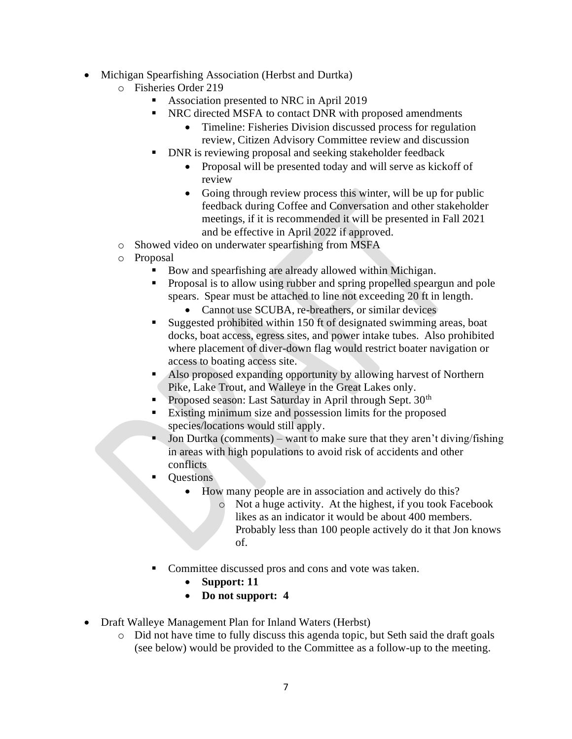- Michigan Spearfishing Association (Herbst and Durtka)
  - Fisheries Order 219
    - Association presented to NRC in April 2019
    - NRC directed MSFA to contact DNR with proposed amendments
      - Timeline: Fisheries Division discussed process for regulation review, Citizen Advisory Committee review and discussion
    - DNR is reviewing proposal and seeking stakeholder feedback
      - Proposal will be presented today and will serve as kickoff of review
      - Going through review process this winter, will be up for public feedback during Coffee and Conversation and other stakeholder meetings, if it is recommended it will be presented in Fall 2021 and be effective in April 2022 if approved.
  - Showed video on underwater spearfishing from MSFA
  - Proposal
    - Bow and spearfishing are already allowed within Michigan.
    - Proposal is to allow using rubber and spring propelled speargun and pole spears. Spear must be attached to line not exceeding 20 ft in length.
      - Cannot use SCUBA, re-breathers, or similar devices
    - Suggested prohibited within 150 ft of designated swimming areas, boat docks, boat access, egress sites, and power intake tubes. Also prohibited where placement of diver-down flag would restrict boater navigation or access to boating access site.
    - Also proposed expanding opportunity by allowing harvest of Northern Pike, Lake Trout, and Walleye in the Great Lakes only.
    - Proposed season: Last Saturday in April through Sept. 30th
    - Existing minimum size and possession limits for the proposed species/locations would still apply.
    - Jon Durtka (comments) – want to make sure that they aren't diving/fishing in areas with high populations to avoid risk of accidents and other conflicts
    - Questions
      - How many people are in association and actively do this?
        - Not a huge activity. At the highest, if you took Facebook likes as an indicator it would be about 400 members. Probably less than 100 people actively do it that Jon knows of.
    - Committee discussed pros and cons and vote was taken.
      - **Support: 11**
      - **Do not support: 4**
- Draft Walleye Management Plan for Inland Waters (Herbst)
  - Did not have time to fully discuss this agenda topic, but Seth said the draft goals (see below) would be provided to the Committee as a follow-up to the meeting.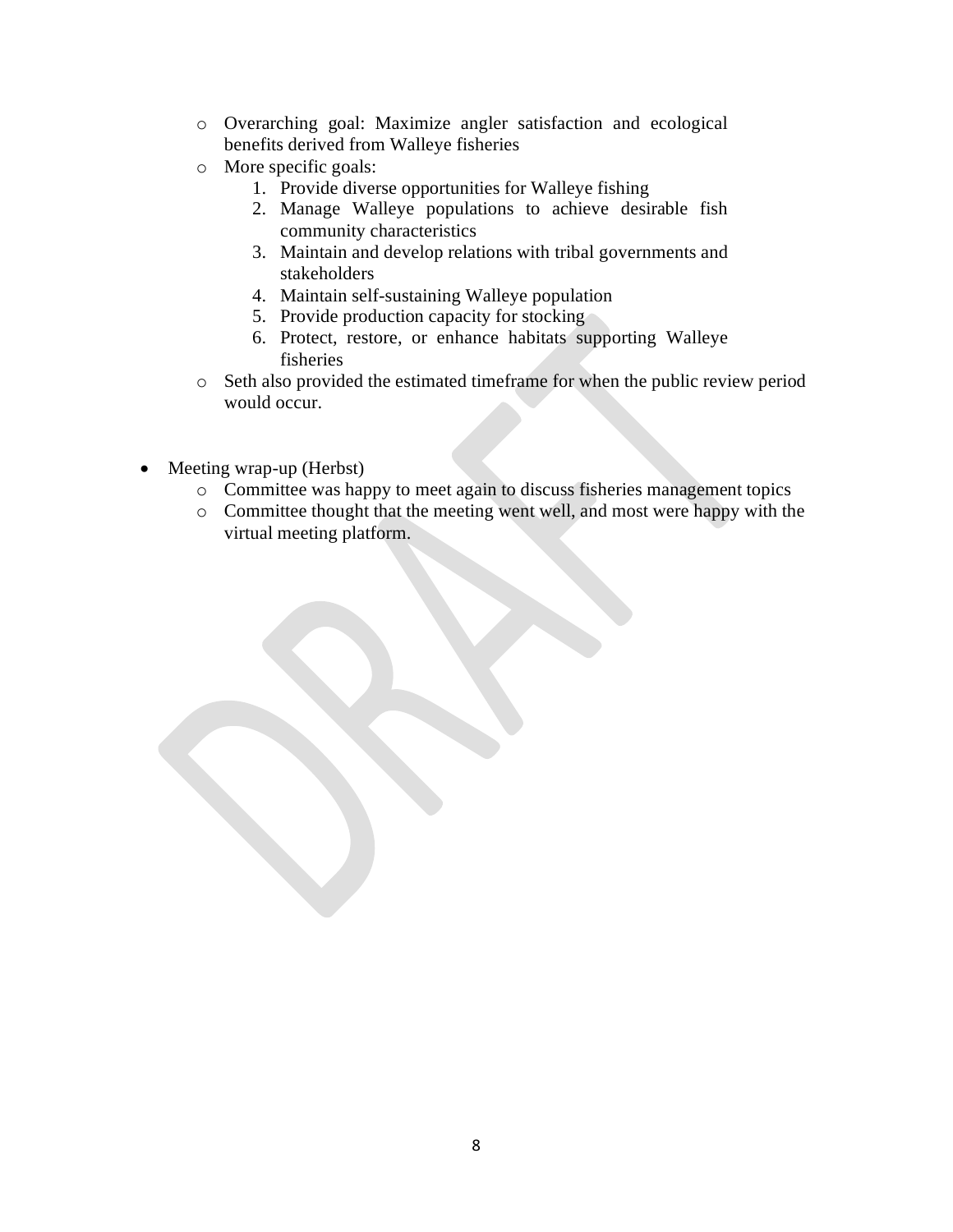- Overarching goal: Maximize angler satisfaction and ecological benefits derived from Walleye fisheries
  - More specific goals:
    1. Provide diverse opportunities for Walleye fishing
    2. Manage Walleye populations to achieve desirable fish community characteristics
    3. Maintain and develop relations with tribal governments and stakeholders
    4. Maintain self-sustaining Walleye population
    5. Provide production capacity for stocking
    6. Protect, restore, or enhance habitats supporting Walleye fisheries
  - Seth also provided the estimated timeframe for when the public review period would occur.

- Meeting wrap-up (Herbst)
  - Committee was happy to meet again to discuss fisheries management topics
  - Committee thought that the meeting went well, and most were happy with the virtual meeting platform.